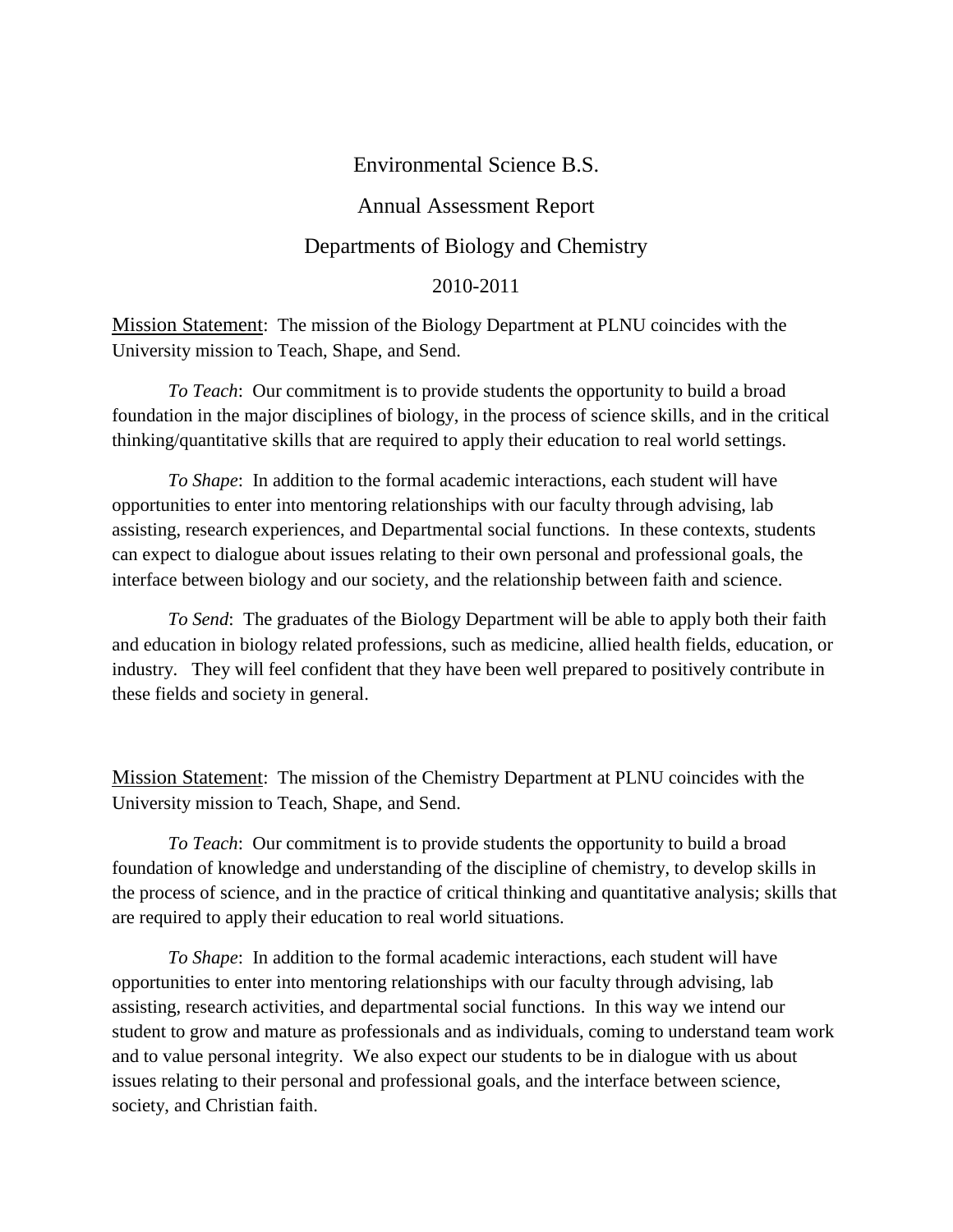# Environmental Science B.S.

## Annual Assessment Report

## Departments of Biology and Chemistry

## 2010-2011

Mission Statement: The mission of the Biology Department at PLNU coincides with the University mission to Teach, Shape, and Send.

*To Teach*: Our commitment is to provide students the opportunity to build a broad foundation in the major disciplines of biology, in the process of science skills, and in the critical thinking/quantitative skills that are required to apply their education to real world settings.

*To Shape*: In addition to the formal academic interactions, each student will have opportunities to enter into mentoring relationships with our faculty through advising, lab assisting, research experiences, and Departmental social functions. In these contexts, students can expect to dialogue about issues relating to their own personal and professional goals, the interface between biology and our society, and the relationship between faith and science.

*To Send*: The graduates of the Biology Department will be able to apply both their faith and education in biology related professions, such as medicine, allied health fields, education, or industry. They will feel confident that they have been well prepared to positively contribute in these fields and society in general.

Mission Statement: The mission of the Chemistry Department at PLNU coincides with the University mission to Teach, Shape, and Send.

*To Teach*: Our commitment is to provide students the opportunity to build a broad foundation of knowledge and understanding of the discipline of chemistry, to develop skills in the process of science, and in the practice of critical thinking and quantitative analysis; skills that are required to apply their education to real world situations.

*To Shape*: In addition to the formal academic interactions, each student will have opportunities to enter into mentoring relationships with our faculty through advising, lab assisting, research activities, and departmental social functions. In this way we intend our student to grow and mature as professionals and as individuals, coming to understand team work and to value personal integrity. We also expect our students to be in dialogue with us about issues relating to their personal and professional goals, and the interface between science, society, and Christian faith.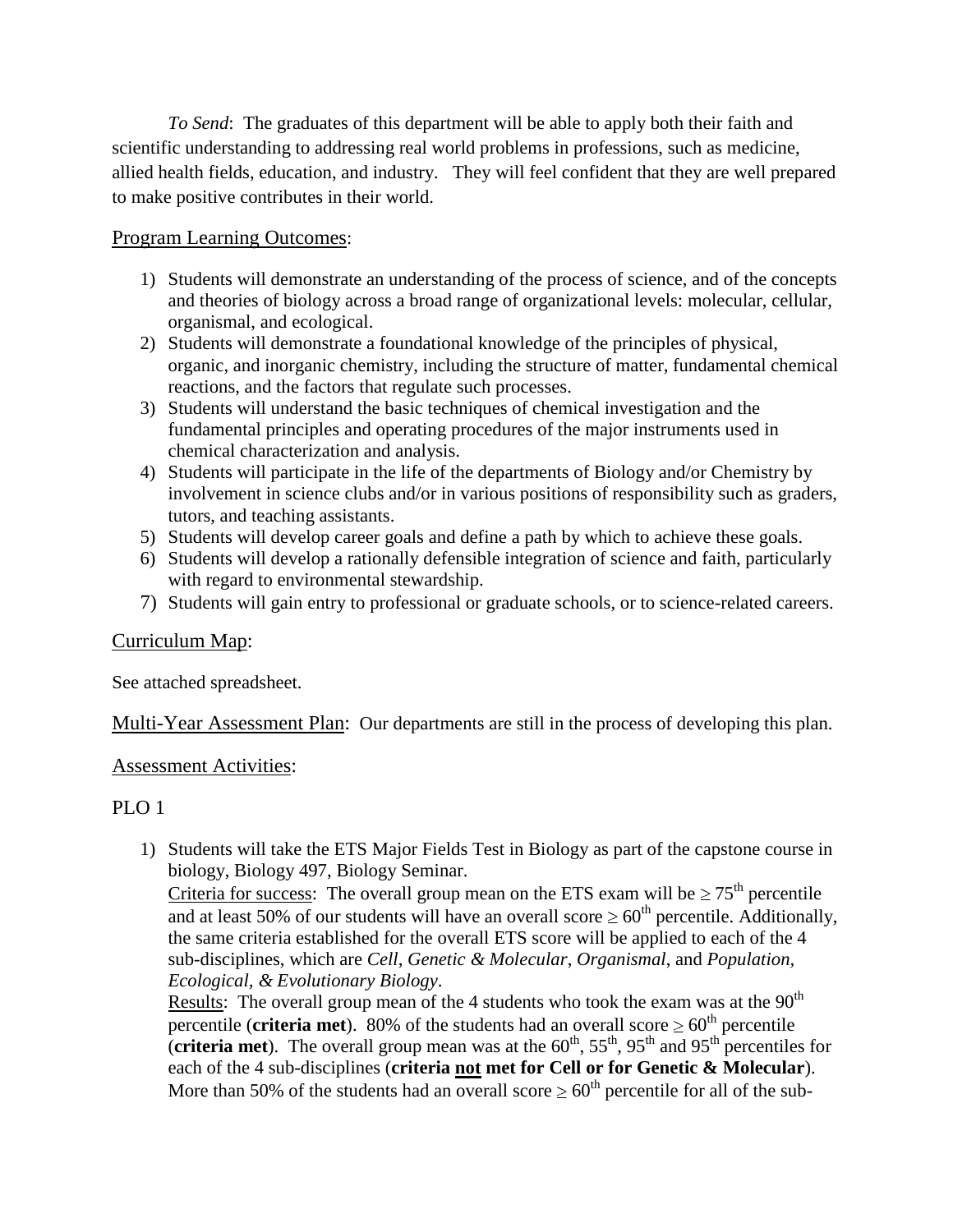*To Send*: The graduates of this department will be able to apply both their faith and scientific understanding to addressing real world problems in professions, such as medicine, allied health fields, education, and industry. They will feel confident that they are well prepared to make positive contributes in their world.

## Program Learning Outcomes:

1) Students will demonstrate an understanding of the process of science, and of the concepts and theories of biology across a broad range of organizational levels: molecular, cellular, organismal, and ecological.
2) Students will demonstrate a foundational knowledge of the principles of physical, organic, and inorganic chemistry, including the structure of matter, fundamental chemical reactions, and the factors that regulate such processes.
3) Students will understand the basic techniques of chemical investigation and the fundamental principles and operating procedures of the major instruments used in chemical characterization and analysis.
4) Students will participate in the life of the departments of Biology and/or Chemistry by involvement in science clubs and/or in various positions of responsibility such as graders, tutors, and teaching assistants.
5) Students will develop career goals and define a path by which to achieve these goals.
6) Students will develop a rationally defensible integration of science and faith, particularly with regard to environmental stewardship.
7) Students will gain entry to professional or graduate schools, or to science-related careers.

## Curriculum Map:

See attached spreadsheet.

## Multi-Year Assessment Plan: Our departments are still in the process of developing this plan.

## Assessment Activities:

### PLO 1

1) Students will take the ETS Major Fields Test in Biology as part of the capstone course in biology, Biology 497, Biology Seminar.
   Criteria for success: The overall group mean on the ETS exam will be $\geq 75^{th}$ percentile and at least 50% of our students will have an overall score $\geq 60^{th}$ percentile. Additionally, the same criteria established for the overall ETS score will be applied to each of the 4 sub-disciplines, which are *Cell*, *Genetic & Molecular*, *Organismal*, and *Population, Ecological, & Evolutionary Biology*.
   Results: The overall group mean of the 4 students who took the exam was at the $90^{th}$ percentile (**criteria met**). 80% of the students had an overall score $\geq 60^{th}$ percentile (**criteria met**). The overall group mean was at the $60^{th}$, $55^{th}$, $95^{th}$ and $95^{th}$ percentiles for each of the 4 sub-disciplines (**criteria not met for Cell or for Genetic & Molecular**). More than 50% of the students had an overall score $\geq 60^{th}$ percentile for all of the sub-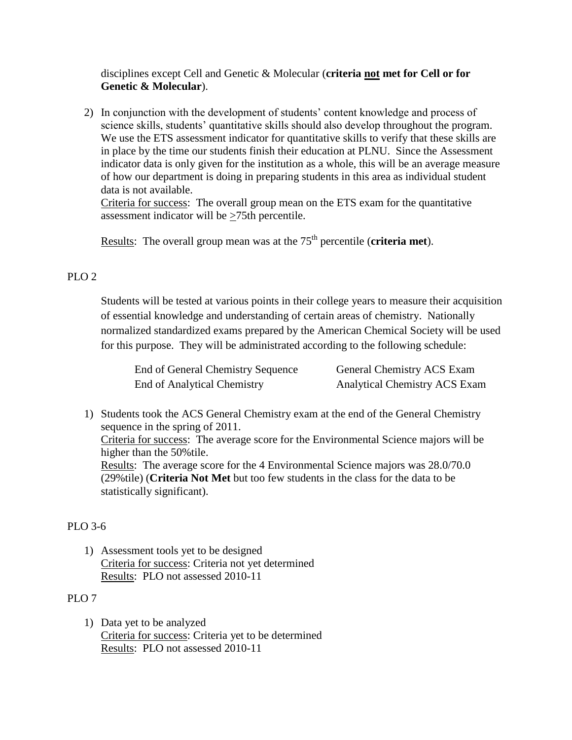disciplines except Cell and Genetic & Molecular (**criteria <u>not</u> met for Cell or for Genetic & Molecular**).

2) In conjunction with the development of students' content knowledge and process of science skills, students' quantitative skills should also develop throughout the program. We use the ETS assessment indicator for quantitative skills to verify that these skills are in place by the time our students finish their education at PLNU. Since the Assessment indicator data is only given for the institution as a whole, this will be an average measure of how our department is doing in preparing students in this area as individual student data is not available.
   <u>Criteria for success</u>: The overall group mean on the ETS exam for the quantitative assessment indicator will be $\geq$75th percentile.

   <u>Results</u>: The overall group mean was at the 75th percentile (**criteria met**).

PLO 2

Students will be tested at various points in their college years to measure their acquisition of essential knowledge and understanding of certain areas of chemistry. Nationally normalized standardized exams prepared by the American Chemical Society will be used for this purpose. They will be administrated according to the following schedule:

| | |
|---|---|
| End of General Chemistry Sequence | General Chemistry ACS Exam |
| End of Analytical Chemistry | Analytical Chemistry ACS Exam |

1) Students took the ACS General Chemistry exam at the end of the General Chemistry sequence in the spring of 2011.
   <u>Criteria for success</u>: The average score for the Environmental Science majors will be higher than the 50%tile.
   <u>Results</u>: The average score for the 4 Environmental Science majors was 28.0/70.0 (29%tile) (**Criteria Not Met** but too few students in the class for the data to be statistically significant).

PLO 3-6

1) Assessment tools yet to be designed
   <u>Criteria for success</u>: Criteria not yet determined
   <u>Results</u>: PLO not assessed 2010-11

PLO 7

1) Data yet to be analyzed
   <u>Criteria for success</u>: Criteria yet to be determined
   <u>Results</u>: PLO not assessed 2010-11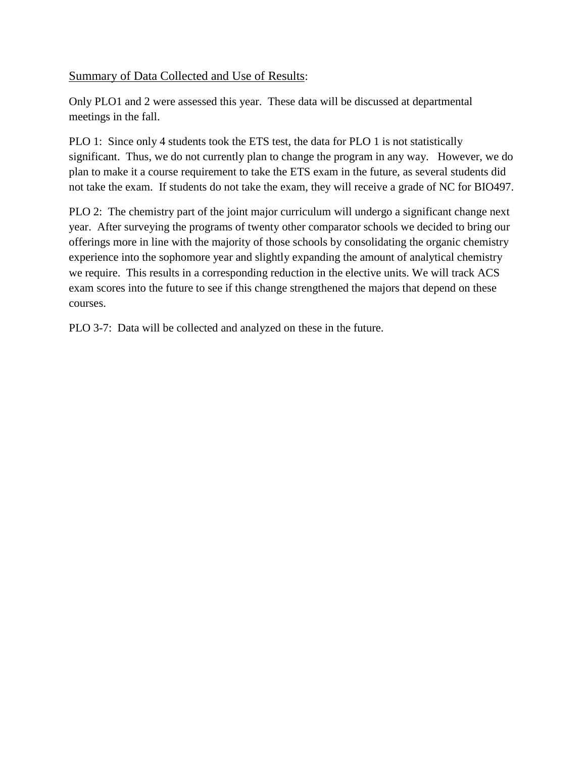<u>Summary of Data Collected and Use of Results</u>:

Only PLO1 and 2 were assessed this year. These data will be discussed at departmental meetings in the fall.

PLO 1: Since only 4 students took the ETS test, the data for PLO 1 is not statistically significant. Thus, we do not currently plan to change the program in any way. However, we do plan to make it a course requirement to take the ETS exam in the future, as several students did not take the exam. If students do not take the exam, they will receive a grade of NC for BIO497.

PLO 2: The chemistry part of the joint major curriculum will undergo a significant change next year. After surveying the programs of twenty other comparator schools we decided to bring our offerings more in line with the majority of those schools by consolidating the organic chemistry experience into the sophomore year and slightly expanding the amount of analytical chemistry we require. This results in a corresponding reduction in the elective units. We will track ACS exam scores into the future to see if this change strengthened the majors that depend on these courses.

PLO 3-7: Data will be collected and analyzed on these in the future.